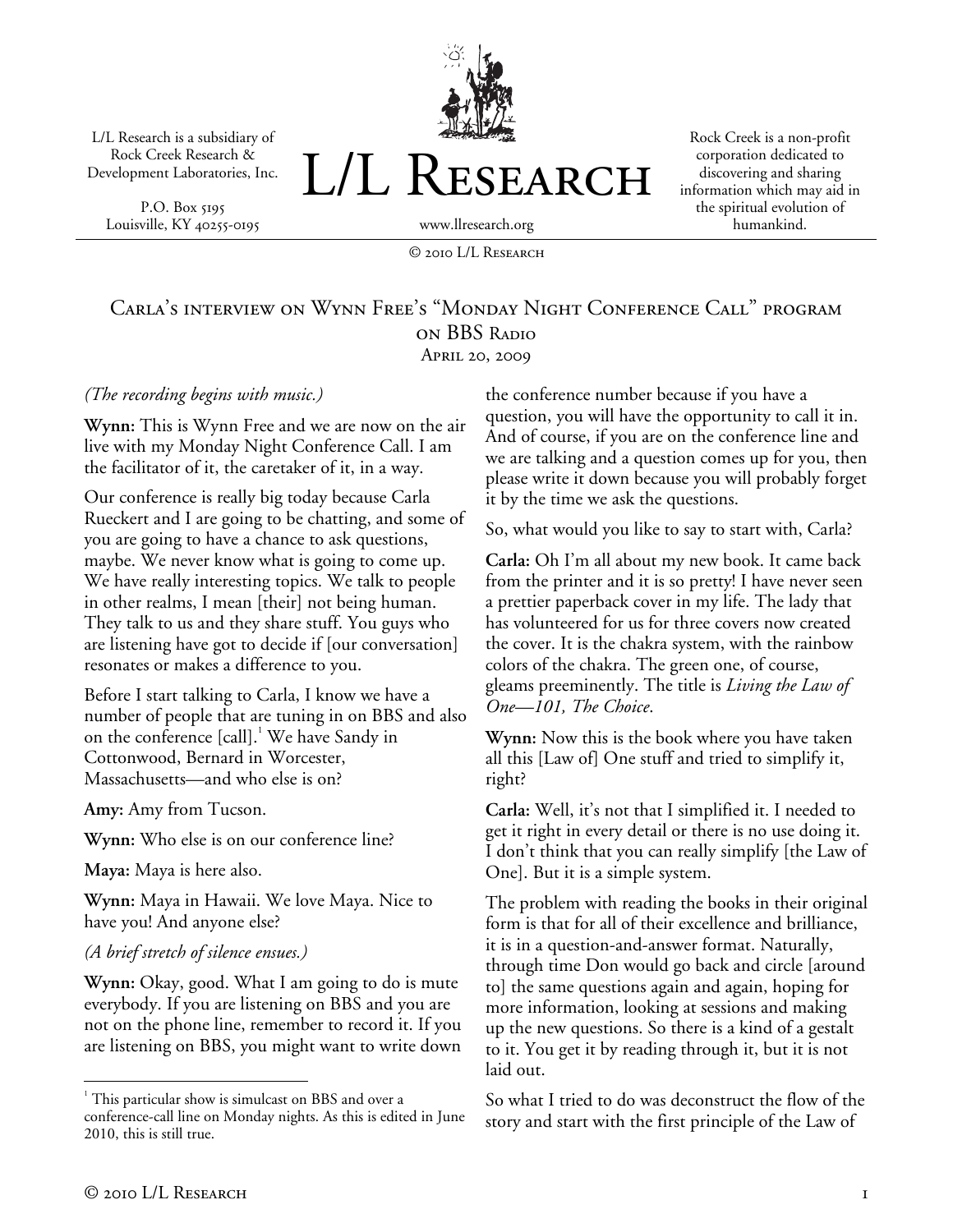L/L Research is a subsidiary of Rock Creek Research & Development Laboratories, Inc.

P.O. Box 5195
Louisville, KY 40255-0195

# L/L Research

www.llresearch.org

Rock Creek is a non-profit corporation dedicated to discovering and sharing information which may aid in the spiritual evolution of humankind.

© 2010 L/L Research

## Carla's interview on Wynn Free's "Monday Night Conference Call" program on BBS Radio

April 20, 2009

*(The recording begins with music.)*

**Wynn:** This is Wynn Free and we are now on the air live with my Monday Night Conference Call. I am the facilitator of it, the caretaker of it, in a way.

Our conference is really big today because Carla Rueckert and I are going to be chatting, and some of you are going to have a chance to ask questions, maybe. We never know what is going to come up. We have really interesting topics. We talk to people in other realms, I mean [their] not being human. They talk to us and they share stuff. You guys who are listening have got to decide if [our conversation] resonates or makes a difference to you.

Before I start talking to Carla, I know we have a number of people that are tuning in on BBS and also on the conference [call].[1] We have Sandy in Cottonwood, Bernard in Worcester, Massachusetts—and who else is on?

**Amy:** Amy from Tucson.

**Wynn:** Who else is on our conference line?

**Maya:** Maya is here also.

**Wynn:** Maya in Hawaii. We love Maya. Nice to have you! And anyone else?

*(A brief stretch of silence ensues.)*

**Wynn:** Okay, good. What I am going to do is mute everybody. If you are listening on BBS and you are not on the phone line, remember to record it. If you are listening on BBS, you might want to write down the conference number because if you have a question, you will have the opportunity to call it in. And of course, if you are on the conference line and we are talking and a question comes up for you, then please write it down because you will probably forget it by the time we ask the questions.

So, what would you like to say to start with, Carla?

**Carla:** Oh I'm all about my new book. It came back from the printer and it is so pretty! I have never seen a prettier paperback cover in my life. The lady that has volunteered for us for three covers now created the cover. It is the chakra system, with the rainbow colors of the chakra. The green one, of course, gleams preeminently. The title is *Living the Law of One—101, The Choice*.

**Wynn:** Now this is the book where you have taken all this [Law of] One stuff and tried to simplify it, right?

**Carla:** Well, it's not that I simplified it. I needed to get it right in every detail or there is no use doing it. I don't think that you can really simplify [the Law of One]. But it is a simple system.

The problem with reading the books in their original form is that for all of their excellence and brilliance, it is in a question-and-answer format. Naturally, through time Don would go back and circle [around to] the same questions again and again, hoping for more information, looking at sessions and making up the new questions. So there is a kind of a gestalt to it. You get it by reading through it, but it is not laid out.

So what I tried to do was deconstruct the flow of the story and start with the first principle of the Law of

---

[1] This particular show is simulcast on BBS and over a conference-call line on Monday nights. As this is edited in June 2010, this is still true.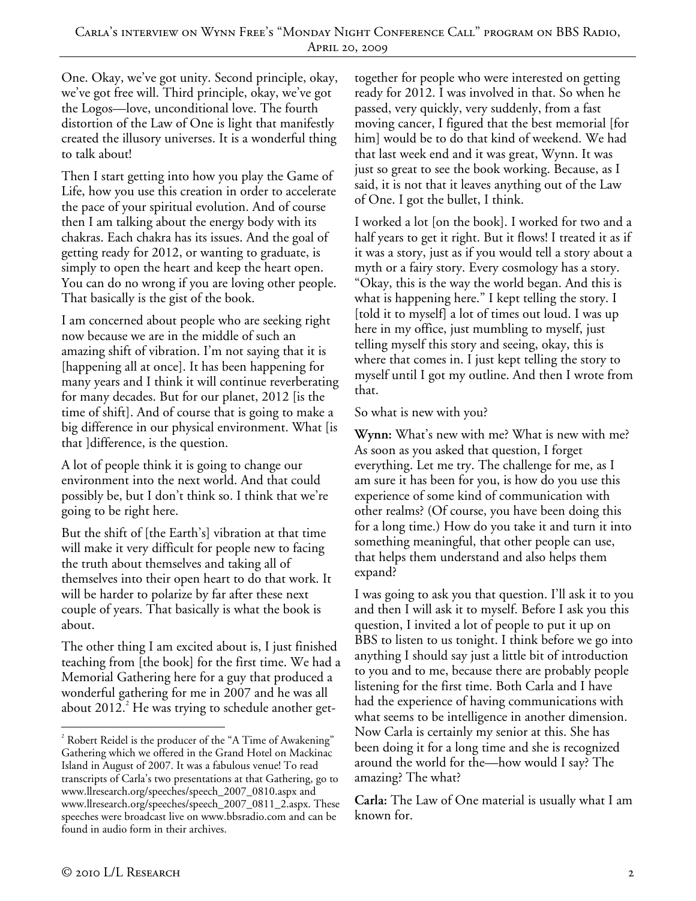One. Okay, we've got unity. Second principle, okay, we've got free will. Third principle, okay, we've got the Logos—love, unconditional love. The fourth distortion of the Law of One is light that manifestly created the illusory universes. It is a wonderful thing to talk about!

Then I start getting into how you play the Game of Life, how you use this creation in order to accelerate the pace of your spiritual evolution. And of course then I am talking about the energy body with its chakras. Each chakra has its issues. And the goal of getting ready for 2012, or wanting to graduate, is simply to open the heart and keep the heart open. You can do no wrong if you are loving other people. That basically is the gist of the book.

I am concerned about people who are seeking right now because we are in the middle of such an amazing shift of vibration. I'm not saying that it is [happening all at once]. It has been happening for many years and I think it will continue reverberating for many decades. But for our planet, 2012 [is the time of shift]. And of course that is going to make a big difference in our physical environment. What [is that ]difference, is the question.

A lot of people think it is going to change our environment into the next world. And that could possibly be, but I don't think so. I think that we're going to be right here.

But the shift of [the Earth's] vibration at that time will make it very difficult for people new to facing the truth about themselves and taking all of themselves into their open heart to do that work. It will be harder to polarize by far after these next couple of years. That basically is what the book is about.

The other thing I am excited about is, I just finished teaching from [the book] for the first time. We had a Memorial Gathering here for a guy that produced a wonderful gathering for me in 2007 and he was all about 2012.[2] He was trying to schedule another get-together for people who were interested on getting ready for 2012. I was involved in that. So when he passed, very quickly, very suddenly, from a fast moving cancer, I figured that the best memorial [for him] would be to do that kind of weekend. We had that last week end and it was great, Wynn. It was just so great to see the book working. Because, as I said, it is not that it leaves anything out of the Law of One. I got the bullet, I think.

I worked a lot [on the book]. I worked for two and a half years to get it right. But it flows! I treated it as if it was a story, just as if you would tell a story about a myth or a fairy story. Every cosmology has a story. "Okay, this is the way the world began. And this is what is happening here." I kept telling the story. I [told it to myself] a lot of times out loud. I was up here in my office, just mumbling to myself, just telling myself this story and seeing, okay, this is where that comes in. I just kept telling the story to myself until I got my outline. And then I wrote from that.

So what is new with you?

**Wynn:** What's new with me? What is new with me? As soon as you asked that question, I forget everything. Let me try. The challenge for me, as I am sure it has been for you, is how do you use this experience of some kind of communication with other realms? (Of course, you have been doing this for a long time.) How do you take it and turn it into something meaningful, that other people can use, that helps them understand and also helps them expand?

I was going to ask you that question. I'll ask it to you and then I will ask it to myself. Before I ask you this question, I invited a lot of people to put it up on BBS to listen to us tonight. I think before we go into anything I should say just a little bit of introduction to you and to me, because there are probably people listening for the first time. Both Carla and I have had the experience of having communications with what seems to be intelligence in another dimension. Now Carla is certainly my senior at this. She has been doing it for a long time and she is recognized around the world for the—how would I say? The amazing? The what?

**Carla:** The Law of One material is usually what I am known for.

---

[2] Robert Reidel is the producer of the "A Time of Awakening" Gathering which we offered in the Grand Hotel on Mackinac Island in August of 2007. It was a fabulous venue! To read transcripts of Carla's two presentations at that Gathering, go to www.llresearch.org/speeches/speech_2007_0810.aspx and www.llresearch.org/speeches/speech_2007_0811_2.aspx. These speeches were broadcast live on www.bbsradio.com and can be found in audio form in their archives.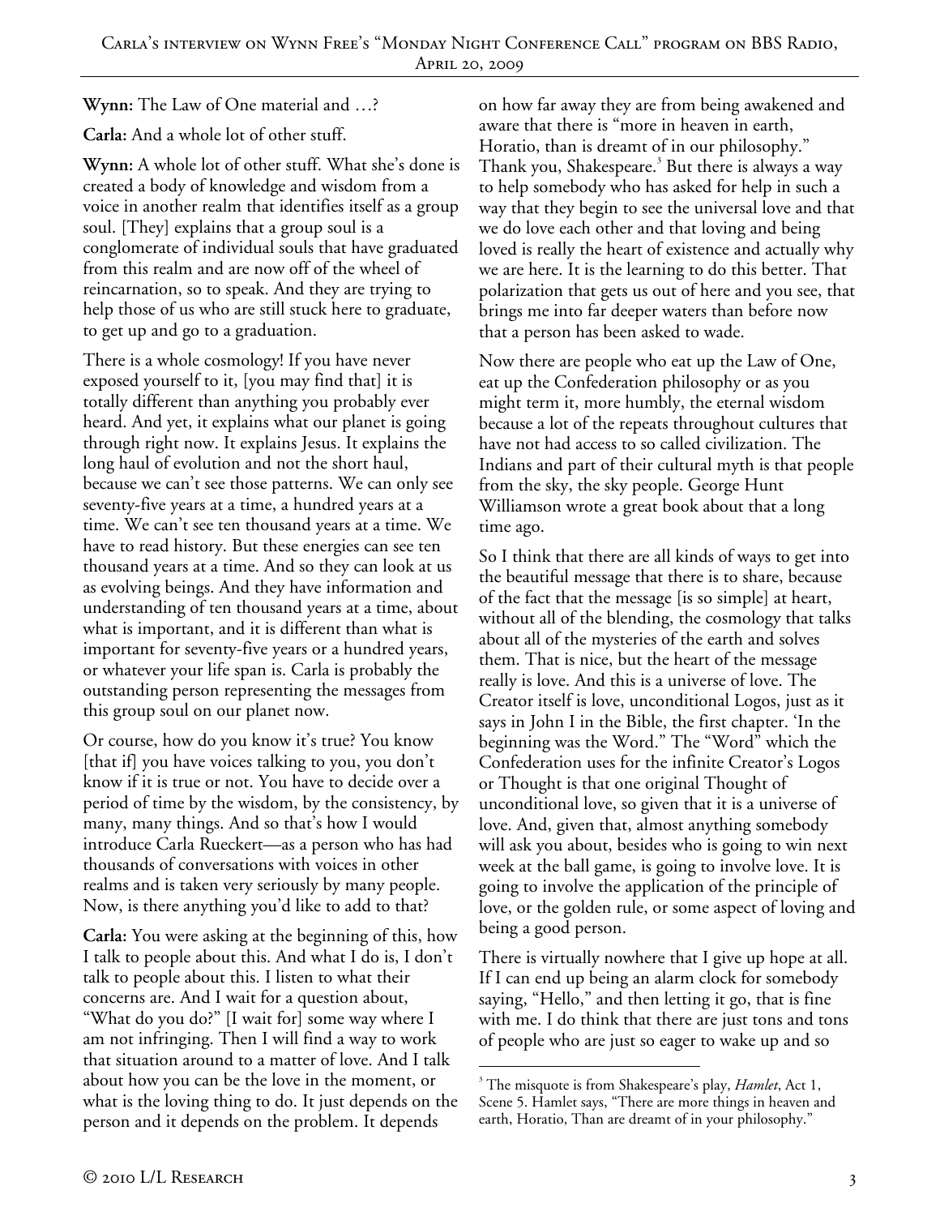**Wynn:** The Law of One material and …?

**Carla:** And a whole lot of other stuff.

**Wynn:** A whole lot of other stuff. What she's done is created a body of knowledge and wisdom from a voice in another realm that identifies itself as a group soul. [They] explains that a group soul is a conglomerate of individual souls that have graduated from this realm and are now off of the wheel of reincarnation, so to speak. And they are trying to help those of us who are still stuck here to graduate, to get up and go to a graduation.

There is a whole cosmology! If you have never exposed yourself to it, [you may find that] it is totally different than anything you probably ever heard. And yet, it explains what our planet is going through right now. It explains Jesus. It explains the long haul of evolution and not the short haul, because we can't see those patterns. We can only see seventy-five years at a time, a hundred years at a time. We can't see ten thousand years at a time. We have to read history. But these energies can see ten thousand years at a time. And so they can look at us as evolving beings. And they have information and understanding of ten thousand years at a time, about what is important, and it is different than what is important for seventy-five years or a hundred years, or whatever your life span is. Carla is probably the outstanding person representing the messages from this group soul on our planet now.

Or course, how do you know it's true? You know [that if] you have voices talking to you, you don't know if it is true or not. You have to decide over a period of time by the wisdom, by the consistency, by many, many things. And so that's how I would introduce Carla Rueckert—as a person who has had thousands of conversations with voices in other realms and is taken very seriously by many people. Now, is there anything you'd like to add to that?

**Carla:** You were asking at the beginning of this, how I talk to people about this. And what I do is, I don't talk to people about this. I listen to what their concerns are. And I wait for a question about, "What do you do?" [I wait for] some way where I am not infringing. Then I will find a way to work that situation around to a matter of love. And I talk about how you can be the love in the moment, or what is the loving thing to do. It just depends on the person and it depends on the problem. It depends on how far away they are from being awakened and aware that there is "more in heaven in earth, Horatio, than is dreamt of in our philosophy." Thank you, Shakespeare.[3] But there is always a way to help somebody who has asked for help in such a way that they begin to see the universal love and that we do love each other and that loving and being loved is really the heart of existence and actually why we are here. It is the learning to do this better. That polarization that gets us out of here and you see, that brings me into far deeper waters than before now that a person has been asked to wade.

Now there are people who eat up the Law of One, eat up the Confederation philosophy or as you might term it, more humbly, the eternal wisdom because a lot of the repeats throughout cultures that have not had access to so called civilization. The Indians and part of their cultural myth is that people from the sky, the sky people. George Hunt Williamson wrote a great book about that a long time ago.

So I think that there are all kinds of ways to get into the beautiful message that there is to share, because of the fact that the message [is so simple] at heart, without all of the blending, the cosmology that talks about all of the mysteries of the earth and solves them. That is nice, but the heart of the message really is love. And this is a universe of love. The Creator itself is love, unconditional Logos, just as it says in John I in the Bible, the first chapter. 'In the beginning was the Word." The "Word" which the Confederation uses for the infinite Creator's Logos or Thought is that one original Thought of unconditional love, so given that it is a universe of love. And, given that, almost anything somebody will ask you about, besides who is going to win next week at the ball game, is going to involve love. It is going to involve the application of the principle of love, or the golden rule, or some aspect of loving and being a good person.

There is virtually nowhere that I give up hope at all. If I can end up being an alarm clock for somebody saying, "Hello," and then letting it go, that is fine with me. I do think that there are just tons and tons of people who are just so eager to wake up and so

---

[3] The misquote is from Shakespeare's play, *Hamlet*, Act 1, Scene 5. Hamlet says, "There are more things in heaven and earth, Horatio, Than are dreamt of in your philosophy."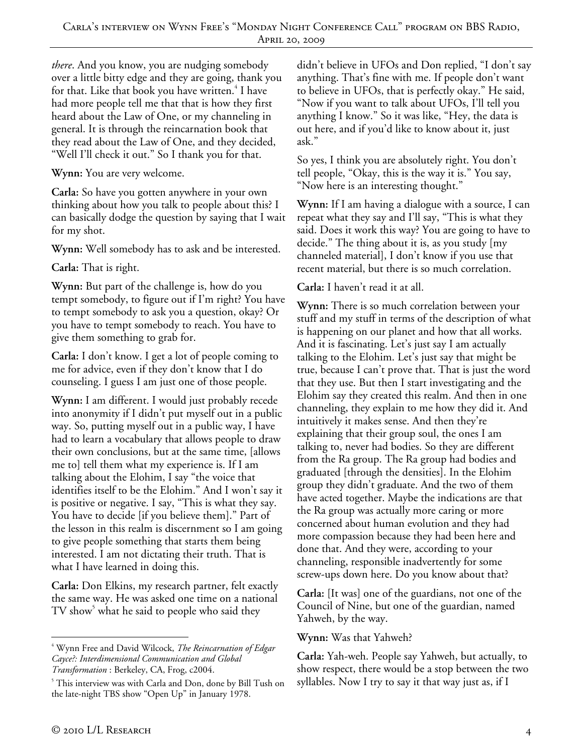*there*. And you know, you are nudging somebody over a little bitty edge and they are going, thank you for that. Like that book you have written.[4] I have had more people tell me that that is how they first heard about the Law of One, or my channeling in general. It is through the reincarnation book that they read about the Law of One, and they decided, "Well I'll check it out." So I thank you for that.

**Wynn:** You are very welcome.

**Carla:** So have you gotten anywhere in your own thinking about how you talk to people about this? I can basically dodge the question by saying that I wait for my shot.

**Wynn:** Well somebody has to ask and be interested.

**Carla:** That is right.

**Wynn:** But part of the challenge is, how do you tempt somebody, to figure out if I'm right? You have to tempt somebody to ask you a question, okay? Or you have to tempt somebody to reach. You have to give them something to grab for.

**Carla:** I don't know. I get a lot of people coming to me for advice, even if they don't know that I do counseling. I guess I am just one of those people.

**Wynn:** I am different. I would just probably recede into anonymity if I didn't put myself out in a public way. So, putting myself out in a public way, I have had to learn a vocabulary that allows people to draw their own conclusions, but at the same time, [allows me to] tell them what my experience is. If I am talking about the Elohim, I say "the voice that identifies itself to be the Elohim." And I won't say it is positive or negative. I say, "This is what they say. You have to decide [if you believe them]." Part of the lesson in this realm is discernment so I am going to give people something that starts them being interested. I am not dictating their truth. That is what I have learned in doing this.

**Carla:** Don Elkins, my research partner, felt exactly the same way. He was asked one time on a national TV show[5] what he said to people who said they didn't believe in UFOs and Don replied, "I don't say anything. That's fine with me. If people don't want to believe in UFOs, that is perfectly okay." He said, "Now if you want to talk about UFOs, I'll tell you anything I know." So it was like, "Hey, the data is out here, and if you'd like to know about it, just ask."

So yes, I think you are absolutely right. You don't tell people, "Okay, this is the way it is." You say, "Now here is an interesting thought."

**Wynn:** If I am having a dialogue with a source, I can repeat what they say and I'll say, "This is what they said. Does it work this way? You are going to have to decide." The thing about it is, as you study [my channeled material], I don't know if you use that recent material, but there is so much correlation.

**Carla:** I haven't read it at all.

**Wynn:** There is so much correlation between your stuff and my stuff in terms of the description of what is happening on our planet and how that all works. And it is fascinating. Let's just say I am actually talking to the Elohim. Let's just say that might be true, because I can't prove that. That is just the word that they use. But then I start investigating and the Elohim say they created this realm. And then in one channeling, they explain to me how they did it. And intuitively it makes sense. And then they're explaining that their group soul, the ones I am talking to, never had bodies. So they are different from the Ra group. The Ra group had bodies and graduated [through the densities]. In the Elohim group they didn't graduate. And the two of them have acted together. Maybe the indications are that the Ra group was actually more caring or more concerned about human evolution and they had more compassion because they had been here and done that. And they were, according to your channeling, responsible inadvertently for some screw-ups down here. Do you know about that?

**Carla:** [It was] one of the guardians, not one of the Council of Nine, but one of the guardian, named Yahweh, by the way.

**Wynn:** Was that Yahweh?

**Carla:** Yah-weh. People say Yahweh, but actually, to show respect, there would be a stop between the two syllables. Now I try to say it that way just as, if I

---

[4] Wynn Free and David Wilcock, *The Reincarnation of Edgar Cayce?: Interdimensional Communication and Global Transformation* : Berkeley, CA, Frog, c2004.

[5] This interview was with Carla and Don, done by Bill Tush on the late-night TBS show "Open Up" in January 1978.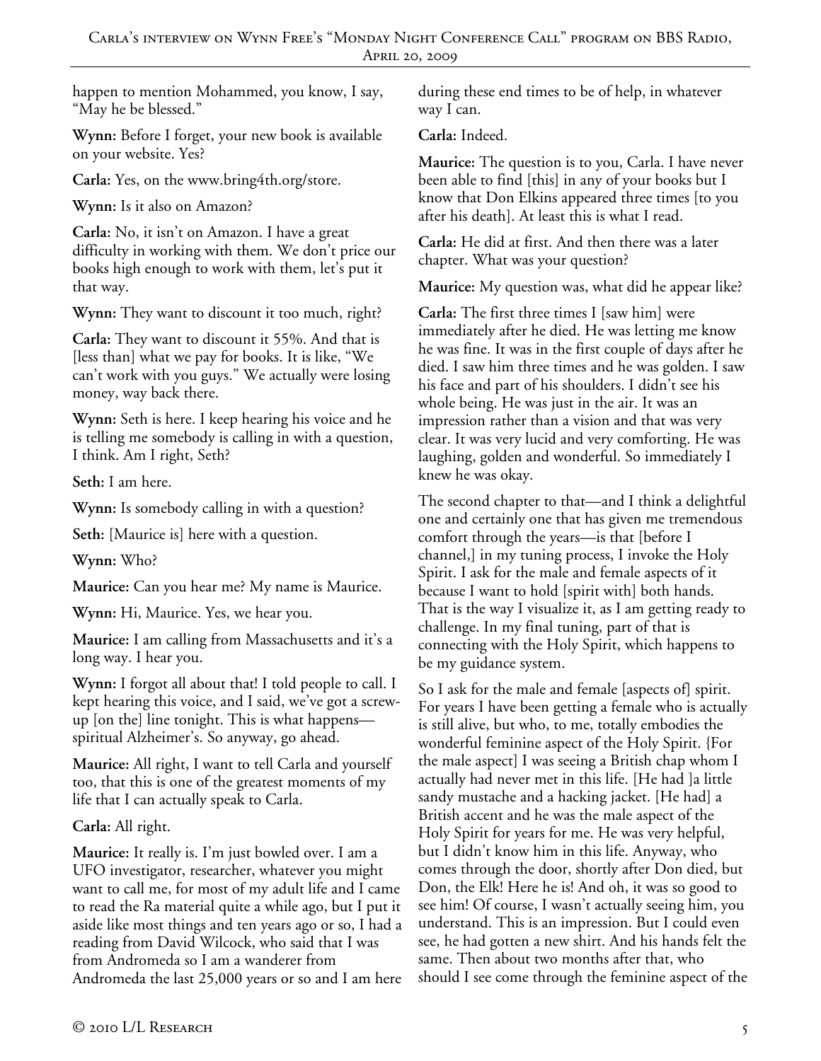happen to mention Mohammed, you know, I say, "May he be blessed."

**Wynn:** Before I forget, your new book is available on your website. Yes?

**Carla:** Yes, on the www.bring4th.org/store.

**Wynn:** Is it also on Amazon?

**Carla:** No, it isn't on Amazon. I have a great difficulty in working with them. We don't price our books high enough to work with them, let's put it that way.

**Wynn:** They want to discount it too much, right?

**Carla:** They want to discount it 55%. And that is [less than] what we pay for books. It is like, "We can't work with you guys." We actually were losing money, way back there.

**Wynn:** Seth is here. I keep hearing his voice and he is telling me somebody is calling in with a question, I think. Am I right, Seth?

**Seth:** I am here.

**Wynn:** Is somebody calling in with a question?

**Seth:** [Maurice is] here with a question.

**Wynn:** Who?

**Maurice:** Can you hear me? My name is Maurice.

**Wynn:** Hi, Maurice. Yes, we hear you.

**Maurice:** I am calling from Massachusetts and it's a long way. I hear you.

**Wynn:** I forgot all about that! I told people to call. I kept hearing this voice, and I said, we've got a screw-up [on the] line tonight. This is what happens—spiritual Alzheimer's. So anyway, go ahead.

**Maurice:** All right, I want to tell Carla and yourself too, that this is one of the greatest moments of my life that I can actually speak to Carla.

**Carla:** All right.

**Maurice:** It really is. I'm just bowled over. I am a UFO investigator, researcher, whatever you might want to call me, for most of my adult life and I came to read the Ra material quite a while ago, but I put it aside like most things and ten years ago or so, I had a reading from David Wilcock, who said that I was from Andromeda so I am a wanderer from Andromeda the last 25,000 years or so and I am here during these end times to be of help, in whatever way I can.

**Carla:** Indeed.

**Maurice:** The question is to you, Carla. I have never been able to find [this] in any of your books but I know that Don Elkins appeared three times [to you after his death]. At least this is what I read.

**Carla:** He did at first. And then there was a later chapter. What was your question?

**Maurice:** My question was, what did he appear like?

**Carla:** The first three times I [saw him] were immediately after he died. He was letting me know he was fine. It was in the first couple of days after he died. I saw him three times and he was golden. I saw his face and part of his shoulders. I didn't see his whole being. He was just in the air. It was an impression rather than a vision and that was very clear. It was very lucid and very comforting. He was laughing, golden and wonderful. So immediately I knew he was okay.

The second chapter to that—and I think a delightful one and certainly one that has given me tremendous comfort through the years—is that [before I channel,] in my tuning process, I invoke the Holy Spirit. I ask for the male and female aspects of it because I want to hold [spirit with] both hands. That is the way I visualize it, as I am getting ready to challenge. In my final tuning, part of that is connecting with the Holy Spirit, which happens to be my guidance system.

So I ask for the male and female [aspects of] spirit. For years I have been getting a female who is actually is still alive, but who, to me, totally embodies the wonderful feminine aspect of the Holy Spirit. {For the male aspect] I was seeing a British chap whom I actually had never met in this life. [He had ]a little sandy mustache and a hacking jacket. [He had] a British accent and he was the male aspect of the Holy Spirit for years for me. He was very helpful, but I didn't know him in this life. Anyway, who comes through the door, shortly after Don died, but Don, the Elk! Here he is! And oh, it was so good to see him! Of course, I wasn't actually seeing him, you understand. This is an impression. But I could even see, he had gotten a new shirt. And his hands felt the same. Then about two months after that, who should I see come through the feminine aspect of the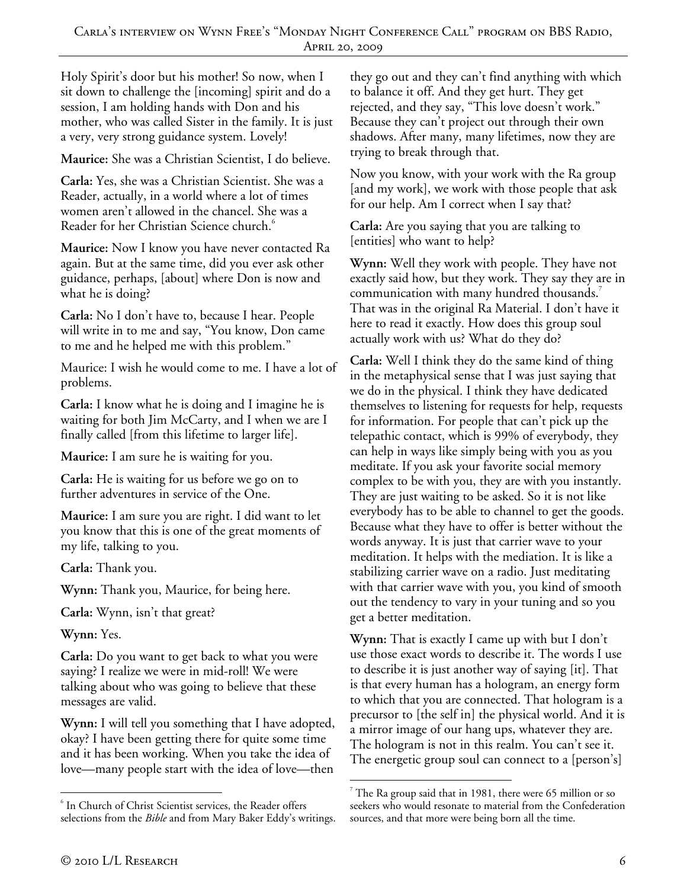Holy Spirit's door but his mother! So now, when I sit down to challenge the [incoming] spirit and do a session, I am holding hands with Don and his mother, who was called Sister in the family. It is just a very, very strong guidance system. Lovely!

**Maurice:** She was a Christian Scientist, I do believe.

**Carla:** Yes, she was a Christian Scientist. She was a Reader, actually, in a world where a lot of times women aren't allowed in the chancel. She was a Reader for her Christian Science church.[6]

**Maurice:** Now I know you have never contacted Ra again. But at the same time, did you ever ask other guidance, perhaps, [about] where Don is now and what he is doing?

**Carla:** No I don't have to, because I hear. People will write in to me and say, "You know, Don came to me and he helped me with this problem."

Maurice: I wish he would come to me. I have a lot of problems.

**Carla:** I know what he is doing and I imagine he is waiting for both Jim McCarty, and I when we are I finally called [from this lifetime to larger life].

**Maurice:** I am sure he is waiting for you.

**Carla:** He is waiting for us before we go on to further adventures in service of the One.

**Maurice:** I am sure you are right. I did want to let you know that this is one of the great moments of my life, talking to you.

**Carla:** Thank you.

**Wynn:** Thank you, Maurice, for being here.

**Carla:** Wynn, isn't that great?

**Wynn:** Yes.

**Carla:** Do you want to get back to what you were saying? I realize we were in mid-roll! We were talking about who was going to believe that these messages are valid.

**Wynn:** I will tell you something that I have adopted, okay? I have been getting there for quite some time and it has been working. When you take the idea of love—many people start with the idea of love—then they go out and they can't find anything with which to balance it off. And they get hurt. They get rejected, and they say, "This love doesn't work." Because they can't project out through their own shadows. After many, many lifetimes, now they are trying to break through that.

Now you know, with your work with the Ra group [and my work], we work with those people that ask for our help. Am I correct when I say that?

**Carla:** Are you saying that you are talking to [entities] who want to help?

**Wynn:** Well they work with people. They have not exactly said how, but they work. They say they are in communication with many hundred thousands.[7] That was in the original Ra Material. I don't have it here to read it exactly. How does this group soul actually work with us? What do they do?

**Carla:** Well I think they do the same kind of thing in the metaphysical sense that I was just saying that we do in the physical. I think they have dedicated themselves to listening for requests for help, requests for information. For people that can't pick up the telepathic contact, which is 99% of everybody, they can help in ways like simply being with you as you meditate. If you ask your favorite social memory complex to be with you, they are with you instantly. They are just waiting to be asked. So it is not like everybody has to be able to channel to get the goods. Because what they have to offer is better without the words anyway. It is just that carrier wave to your meditation. It helps with the mediation. It is like a stabilizing carrier wave on a radio. Just meditating with that carrier wave with you, you kind of smooth out the tendency to vary in your tuning and so you get a better meditation.

**Wynn:** That is exactly I came up with but I don't use those exact words to describe it. The words I use to describe it is just another way of saying [it]. That is that every human has a hologram, an energy form to which that you are connected. That hologram is a precursor to [the self in] the physical world. And it is a mirror image of our hang ups, whatever they are. The hologram is not in this realm. You can't see it. The energetic group soul can connect to a [person's]

---

[6] In Church of Christ Scientist services, the Reader offers selections from the *Bible* and from Mary Baker Eddy's writings.

[7] The Ra group said that in 1981, there were 65 million or so seekers who would resonate to material from the Confederation sources, and that more were being born all the time.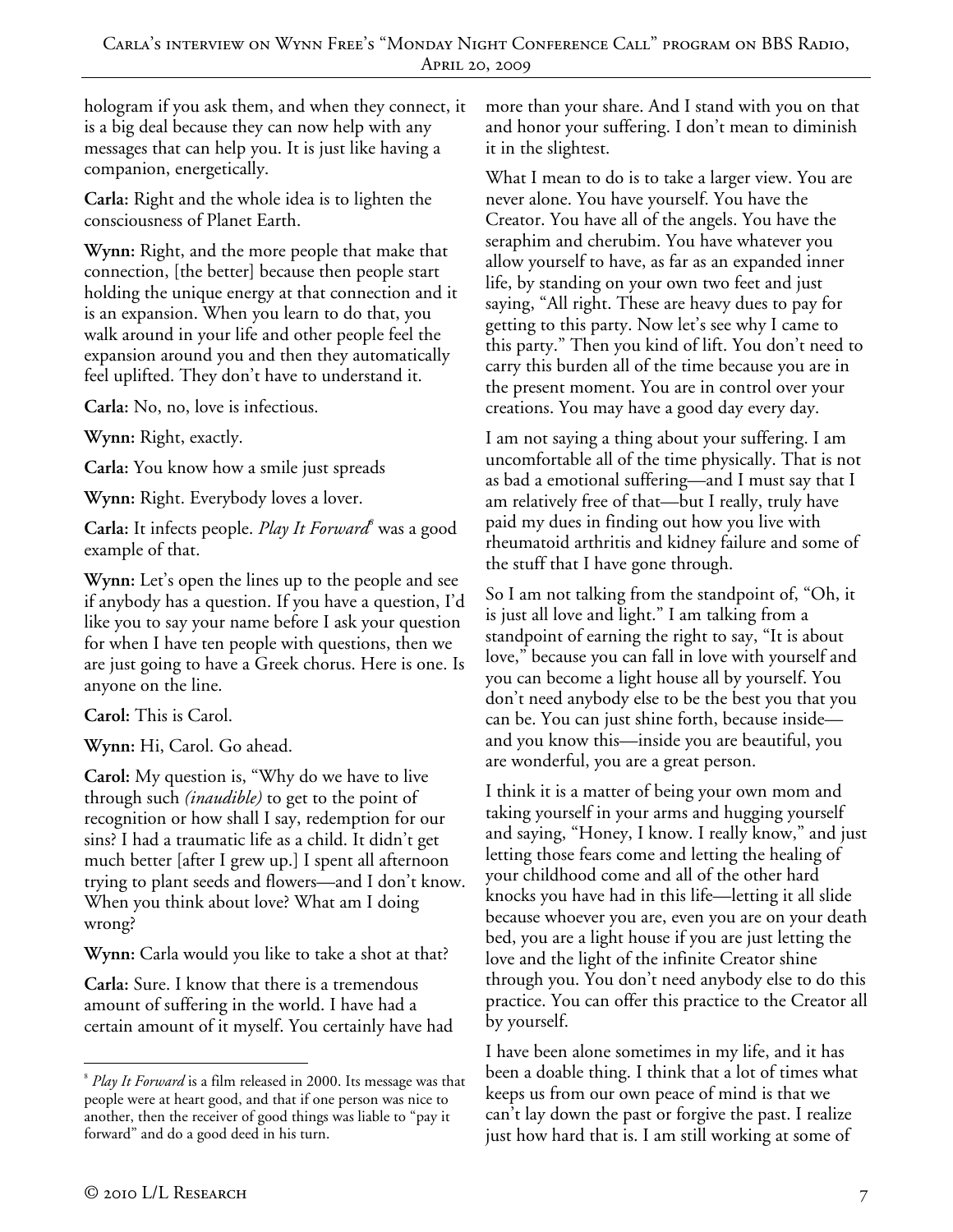hologram if you ask them, and when they connect, it is a big deal because they can now help with any messages that can help you. It is just like having a companion, energetically.

**Carla:** Right and the whole idea is to lighten the consciousness of Planet Earth.

**Wynn:** Right, and the more people that make that connection, [the better] because then people start holding the unique energy at that connection and it is an expansion. When you learn to do that, you walk around in your life and other people feel the expansion around you and then they automatically feel uplifted. They don't have to understand it.

**Carla:** No, no, love is infectious.

**Wynn:** Right, exactly.

**Carla:** You know how a smile just spreads

**Wynn:** Right. Everybody loves a lover.

**Carla:** It infects people. *Play It Forward*[8] was a good example of that.

**Wynn:** Let's open the lines up to the people and see if anybody has a question. If you have a question, I'd like you to say your name before I ask your question for when I have ten people with questions, then we are just going to have a Greek chorus. Here is one. Is anyone on the line.

**Carol:** This is Carol.

**Wynn:** Hi, Carol. Go ahead.

**Carol:** My question is, "Why do we have to live through such *(inaudible)* to get to the point of recognition or how shall I say, redemption for our sins? I had a traumatic life as a child. It didn't get much better [after I grew up.] I spent all afternoon trying to plant seeds and flowers—and I don't know. When you think about love? What am I doing wrong?

**Wynn:** Carla would you like to take a shot at that?

**Carla:** Sure. I know that there is a tremendous amount of suffering in the world. I have had a certain amount of it myself. You certainly have had more than your share. And I stand with you on that and honor your suffering. I don't mean to diminish it in the slightest.

What I mean to do is to take a larger view. You are never alone. You have yourself. You have the Creator. You have all of the angels. You have the seraphim and cherubim. You have whatever you allow yourself to have, as far as an expanded inner life, by standing on your own two feet and just saying, "All right. These are heavy dues to pay for getting to this party. Now let's see why I came to this party." Then you kind of lift. You don't need to carry this burden all of the time because you are in the present moment. You are in control over your creations. You may have a good day every day.

I am not saying a thing about your suffering. I am uncomfortable all of the time physically. That is not as bad a emotional suffering—and I must say that I am relatively free of that—but I really, truly have paid my dues in finding out how you live with rheumatoid arthritis and kidney failure and some of the stuff that I have gone through.

So I am not talking from the standpoint of, "Oh, it is just all love and light." I am talking from a standpoint of earning the right to say, "It is about love," because you can fall in love with yourself and you can become a light house all by yourself. You don't need anybody else to be the best you that you can be. You can just shine forth, because inside—and you know this—inside you are beautiful, you are wonderful, you are a great person.

I think it is a matter of being your own mom and taking yourself in your arms and hugging yourself and saying, "Honey, I know. I really know," and just letting those fears come and letting the healing of your childhood come and all of the other hard knocks you have had in this life—letting it all slide because whoever you are, even you are on your death bed, you are a light house if you are just letting the love and the light of the infinite Creator shine through you. You don't need anybody else to do this practice. You can offer this practice to the Creator all by yourself.

I have been alone sometimes in my life, and it has been a doable thing. I think that a lot of times what keeps us from our own peace of mind is that we can't lay down the past or forgive the past. I realize just how hard that is. I am still working at some of

---

[8] *Play It Forward* is a film released in 2000. Its message was that people were at heart good, and that if one person was nice to another, then the receiver of good things was liable to "pay it forward" and do a good deed in his turn.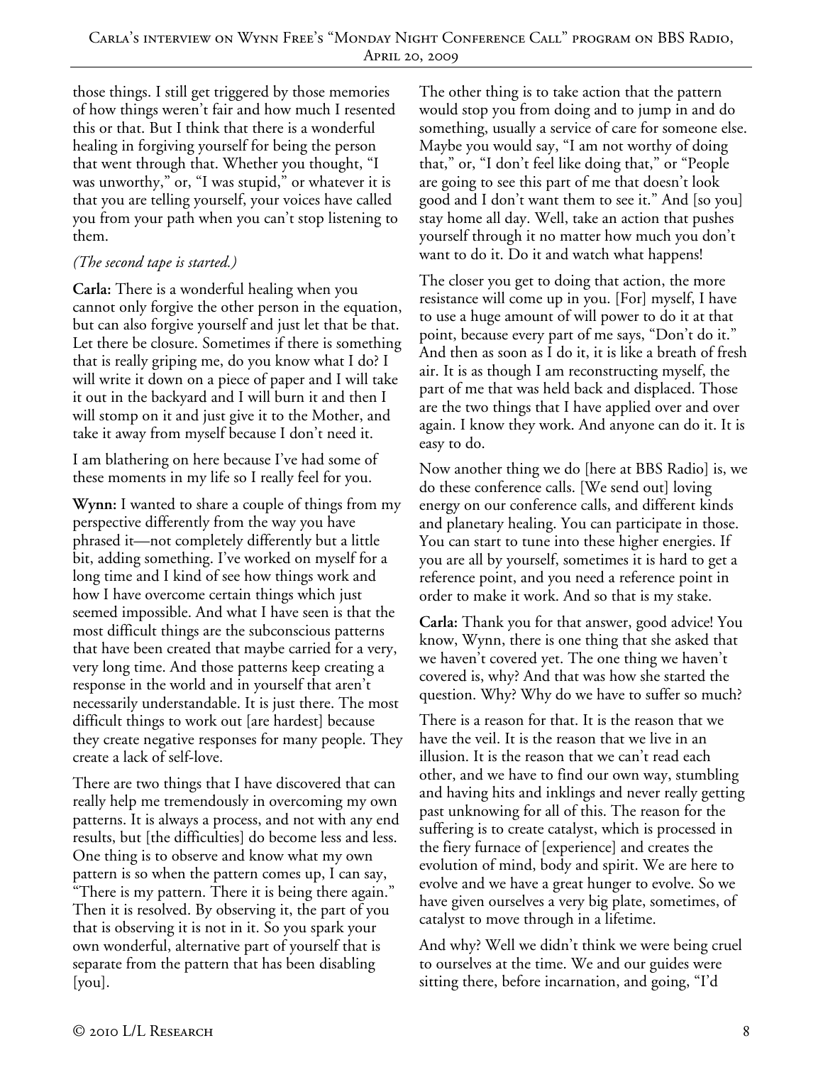those things. I still get triggered by those memories of how things weren't fair and how much I resented this or that. But I think that there is a wonderful healing in forgiving yourself for being the person that went through that. Whether you thought, "I was unworthy," or, "I was stupid," or whatever it is that you are telling yourself, your voices have called you from your path when you can't stop listening to them.

*(The second tape is started.)*

**Carla:** There is a wonderful healing when you cannot only forgive the other person in the equation, but can also forgive yourself and just let that be that. Let there be closure. Sometimes if there is something that is really griping me, do you know what I do? I will write it down on a piece of paper and I will take it out in the backyard and I will burn it and then I will stomp on it and just give it to the Mother, and take it away from myself because I don't need it.

I am blathering on here because I've had some of these moments in my life so I really feel for you.

**Wynn:** I wanted to share a couple of things from my perspective differently from the way you have phrased it—not completely differently but a little bit, adding something. I've worked on myself for a long time and I kind of see how things work and how I have overcome certain things which just seemed impossible. And what I have seen is that the most difficult things are the subconscious patterns that have been created that maybe carried for a very, very long time. And those patterns keep creating a response in the world and in yourself that aren't necessarily understandable. It is just there. The most difficult things to work out [are hardest] because they create negative responses for many people. They create a lack of self-love.

There are two things that I have discovered that can really help me tremendously in overcoming my own patterns. It is always a process, and not with any end results, but [the difficulties] do become less and less. One thing is to observe and know what my own pattern is so when the pattern comes up, I can say, "There is my pattern. There it is being there again." Then it is resolved. By observing it, the part of you that is observing it is not in it. So you spark your own wonderful, alternative part of yourself that is separate from the pattern that has been disabling [you].

The other thing is to take action that the pattern would stop you from doing and to jump in and do something, usually a service of care for someone else. Maybe you would say, "I am not worthy of doing that," or, "I don't feel like doing that," or "People are going to see this part of me that doesn't look good and I don't want them to see it." And [so you] stay home all day. Well, take an action that pushes yourself through it no matter how much you don't want to do it. Do it and watch what happens!

The closer you get to doing that action, the more resistance will come up in you. [For] myself, I have to use a huge amount of will power to do it at that point, because every part of me says, "Don't do it." And then as soon as I do it, it is like a breath of fresh air. It is as though I am reconstructing myself, the part of me that was held back and displaced. Those are the two things that I have applied over and over again. I know they work. And anyone can do it. It is easy to do.

Now another thing we do [here at BBS Radio] is, we do these conference calls. [We send out] loving energy on our conference calls, and different kinds and planetary healing. You can participate in those. You can start to tune into these higher energies. If you are all by yourself, sometimes it is hard to get a reference point, and you need a reference point in order to make it work. And so that is my stake.

**Carla:** Thank you for that answer, good advice! You know, Wynn, there is one thing that she asked that we haven't covered yet. The one thing we haven't covered is, why? And that was how she started the question. Why? Why do we have to suffer so much?

There is a reason for that. It is the reason that we have the veil. It is the reason that we live in an illusion. It is the reason that we can't read each other, and we have to find our own way, stumbling and having hits and inklings and never really getting past unknowing for all of this. The reason for the suffering is to create catalyst, which is processed in the fiery furnace of [experience] and creates the evolution of mind, body and spirit. We are here to evolve and we have a great hunger to evolve. So we have given ourselves a very big plate, sometimes, of catalyst to move through in a lifetime.

And why? Well we didn't think we were being cruel to ourselves at the time. We and our guides were sitting there, before incarnation, and going, "I'd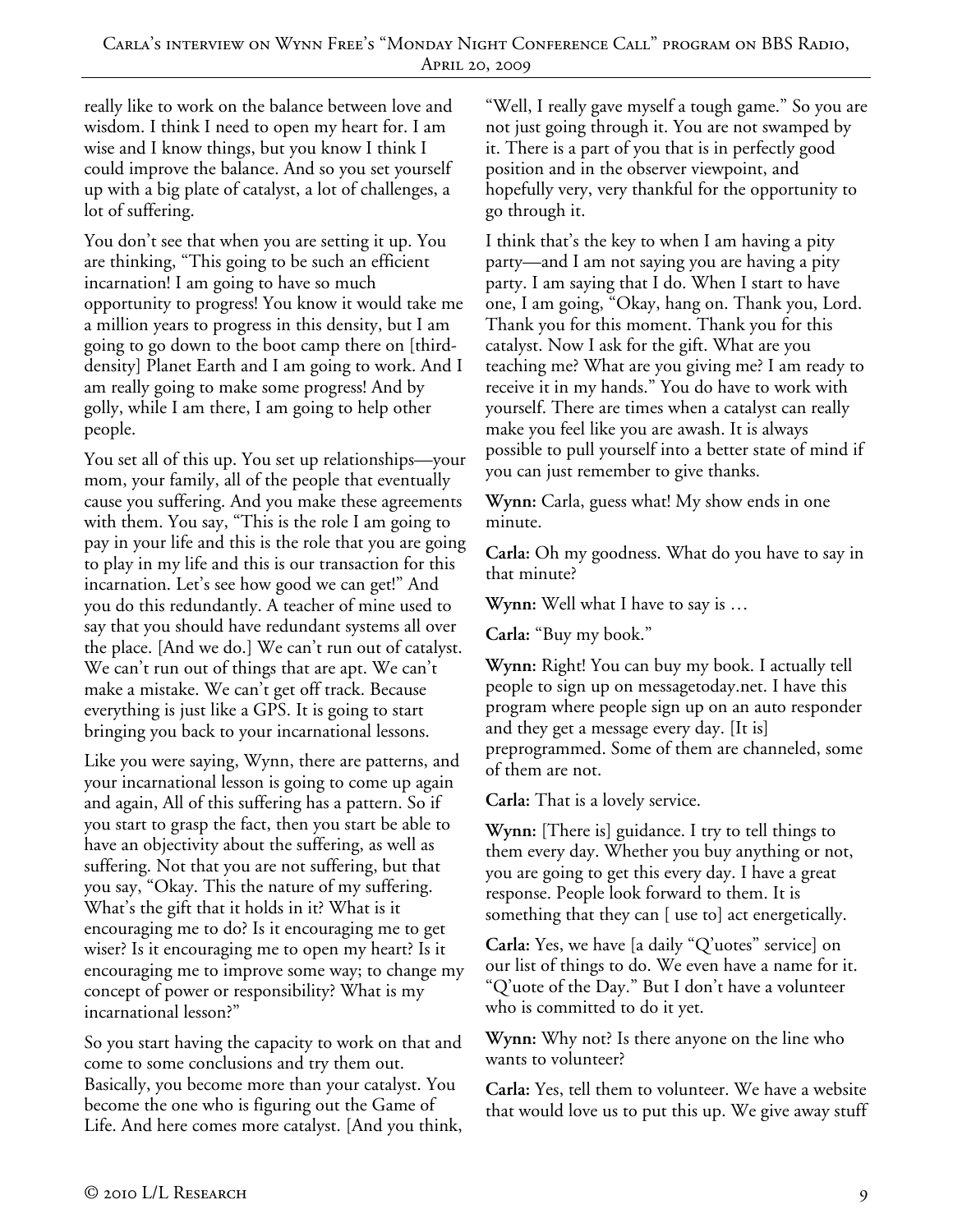really like to work on the balance between love and wisdom. I think I need to open my heart for. I am wise and I know things, but you know I think I could improve the balance. And so you set yourself up with a big plate of catalyst, a lot of challenges, a lot of suffering.

You don't see that when you are setting it up. You are thinking, "This going to be such an efficient incarnation! I am going to have so much opportunity to progress! You know it would take me a million years to progress in this density, but I am going to go down to the boot camp there on [third-density] Planet Earth and I am going to work. And I am really going to make some progress! And by golly, while I am there, I am going to help other people.

You set all of this up. You set up relationships—your mom, your family, all of the people that eventually cause you suffering. And you make these agreements with them. You say, "This is the role I am going to pay in your life and this is the role that you are going to play in my life and this is our transaction for this incarnation. Let's see how good we can get!" And you do this redundantly. A teacher of mine used to say that you should have redundant systems all over the place. [And we do.] We can't run out of catalyst. We can't run out of things that are apt. We can't make a mistake. We can't get off track. Because everything is just like a GPS. It is going to start bringing you back to your incarnational lessons.

Like you were saying, Wynn, there are patterns, and your incarnational lesson is going to come up again and again, All of this suffering has a pattern. So if you start to grasp the fact, then you start be able to have an objectivity about the suffering, as well as suffering. Not that you are not suffering, but that you say, "Okay. This the nature of my suffering. What's the gift that it holds in it? What is it encouraging me to do? Is it encouraging me to get wiser? Is it encouraging me to open my heart? Is it encouraging me to improve some way; to change my concept of power or responsibility? What is my incarnational lesson?"

So you start having the capacity to work on that and come to some conclusions and try them out. Basically, you become more than your catalyst. You become the one who is figuring out the Game of Life. And here comes more catalyst. [And you think, "Well, I really gave myself a tough game." So you are not just going through it. You are not swamped by it. There is a part of you that is in perfectly good position and in the observer viewpoint, and hopefully very, very thankful for the opportunity to go through it.

I think that's the key to when I am having a pity party—and I am not saying you are having a pity party. I am saying that I do. When I start to have one, I am going, "Okay, hang on. Thank you, Lord. Thank you for this moment. Thank you for this catalyst. Now I ask for the gift. What are you teaching me? What are you giving me? I am ready to receive it in my hands." You do have to work with yourself. There are times when a catalyst can really make you feel like you are awash. It is always possible to pull yourself into a better state of mind if you can just remember to give thanks.

**Wynn:** Carla, guess what! My show ends in one minute.

**Carla:** Oh my goodness. What do you have to say in that minute?

**Wynn:** Well what I have to say is …

**Carla:** "Buy my book."

**Wynn:** Right! You can buy my book. I actually tell people to sign up on messagetoday.net. I have this program where people sign up on an auto responder and they get a message every day. [It is] preprogrammed. Some of them are channeled, some of them are not.

**Carla:** That is a lovely service.

**Wynn:** [There is] guidance. I try to tell things to them every day. Whether you buy anything or not, you are going to get this every day. I have a great response. People look forward to them. It is something that they can [ use to] act energetically.

**Carla:** Yes, we have [a daily "Q'uotes" service] on our list of things to do. We even have a name for it. "Q'uote of the Day." But I don't have a volunteer who is committed to do it yet.

**Wynn:** Why not? Is there anyone on the line who wants to volunteer?

**Carla:** Yes, tell them to volunteer. We have a website that would love us to put this up. We give away stuff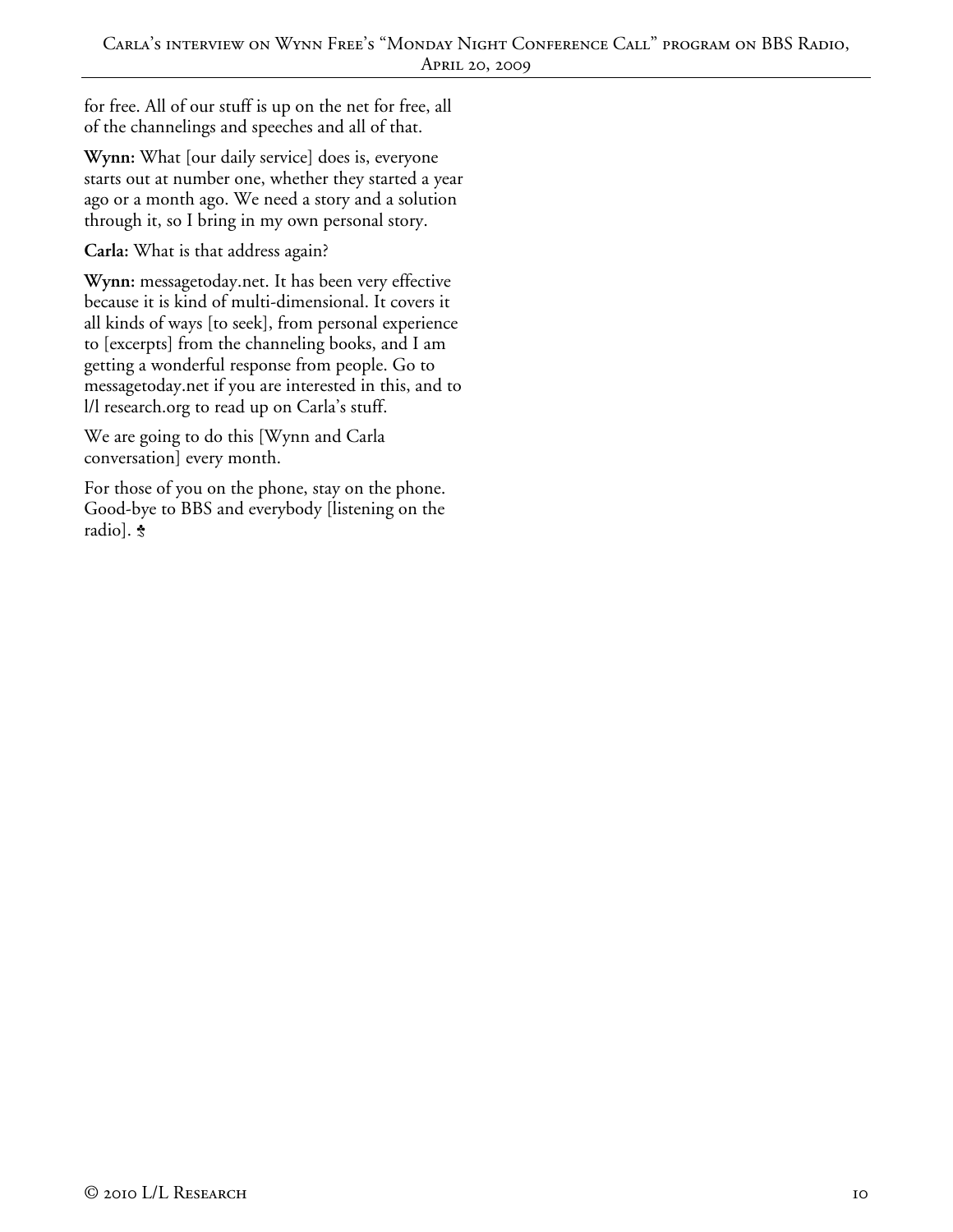for free. All of our stuff is up on the net for free, all of the channelings and speeches and all of that.

**Wynn:** What [our daily service] does is, everyone starts out at number one, whether they started a year ago or a month ago. We need a story and a solution through it, so I bring in my own personal story.

**Carla:** What is that address again?

**Wynn:** messagetoday.net. It has been very effective because it is kind of multi-dimensional. It covers it all kinds of ways [to seek], from personal experience to [excerpts] from the channeling books, and I am getting a wonderful response from people. Go to messagetoday.net if you are interested in this, and to l/l research.org to read up on Carla's stuff.

We are going to do this [Wynn and Carla conversation] every month.

For those of you on the phone, stay on the phone. Good-bye to BBS and everybody [listening on the radio]. ♣